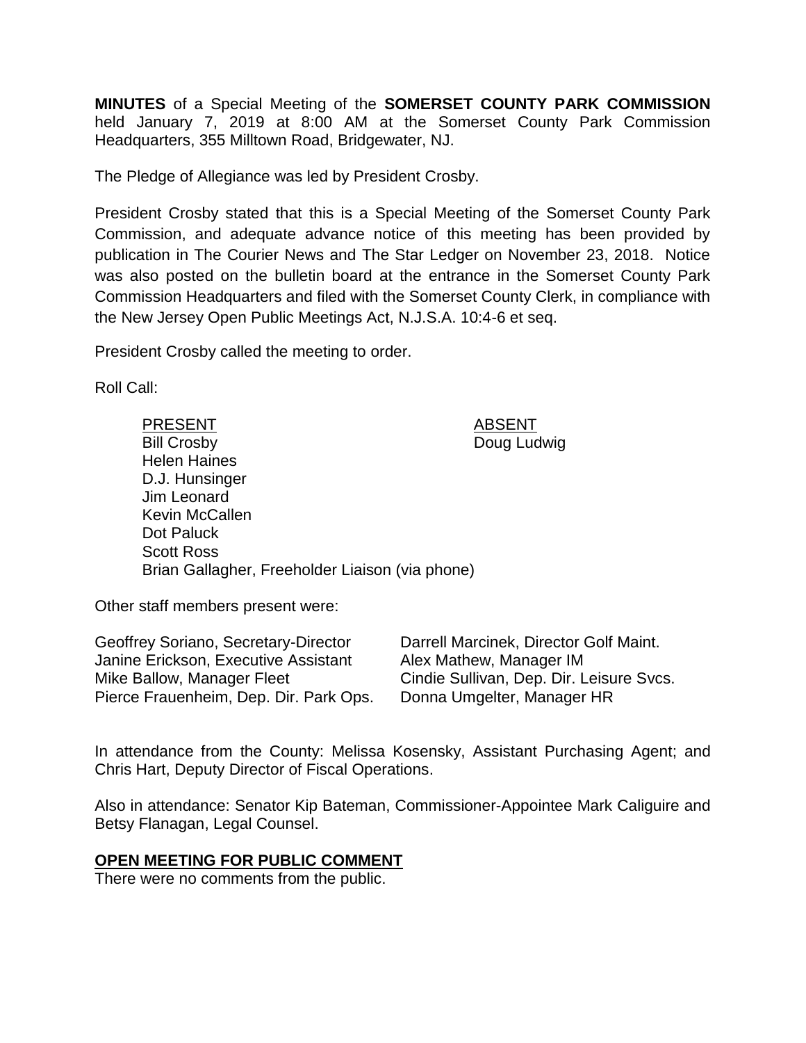**MINUTES** of a Special Meeting of the **SOMERSET COUNTY PARK COMMISSION** held January 7, 2019 at 8:00 AM at the Somerset County Park Commission Headquarters, 355 Milltown Road, Bridgewater, NJ.

The Pledge of Allegiance was led by President Crosby.

President Crosby stated that this is a Special Meeting of the Somerset County Park Commission, and adequate advance notice of this meeting has been provided by publication in The Courier News and The Star Ledger on November 23, 2018. Notice was also posted on the bulletin board at the entrance in the Somerset County Park Commission Headquarters and filed with the Somerset County Clerk, in compliance with the New Jersey Open Public Meetings Act, N.J.S.A. 10:4-6 et seq.

President Crosby called the meeting to order.

Roll Call:

| PRESENT | ABSENT |
|---|---|
| Bill Crosby | Doug Ludwig |
| Helen Haines | |
| D.J. Hunsinger | |
| Jim Leonard | |
| Kevin McCallen | |
| Dot Paluck | |
| Scott Ross | |
| Brian Gallagher, Freeholder Liaison (via phone) | |

Other staff members present were:

| | |
|---|---|
| Geoffrey Soriano, Secretary-Director | Darrell Marcinek, Director Golf Maint. |
| Janine Erickson, Executive Assistant | Alex Mathew, Manager IM |
| Mike Ballow, Manager Fleet | Cindie Sullivan, Dep. Dir. Leisure Svcs. |
| Pierce Frauenheim, Dep. Dir. Park Ops. | Donna Umgelter, Manager HR |

In attendance from the County: Melissa Kosensky, Assistant Purchasing Agent; and Chris Hart, Deputy Director of Fiscal Operations.

Also in attendance: Senator Kip Bateman, Commissioner-Appointee Mark Caliguire and Betsy Flanagan, Legal Counsel.

**OPEN MEETING FOR PUBLIC COMMENT**

There were no comments from the public.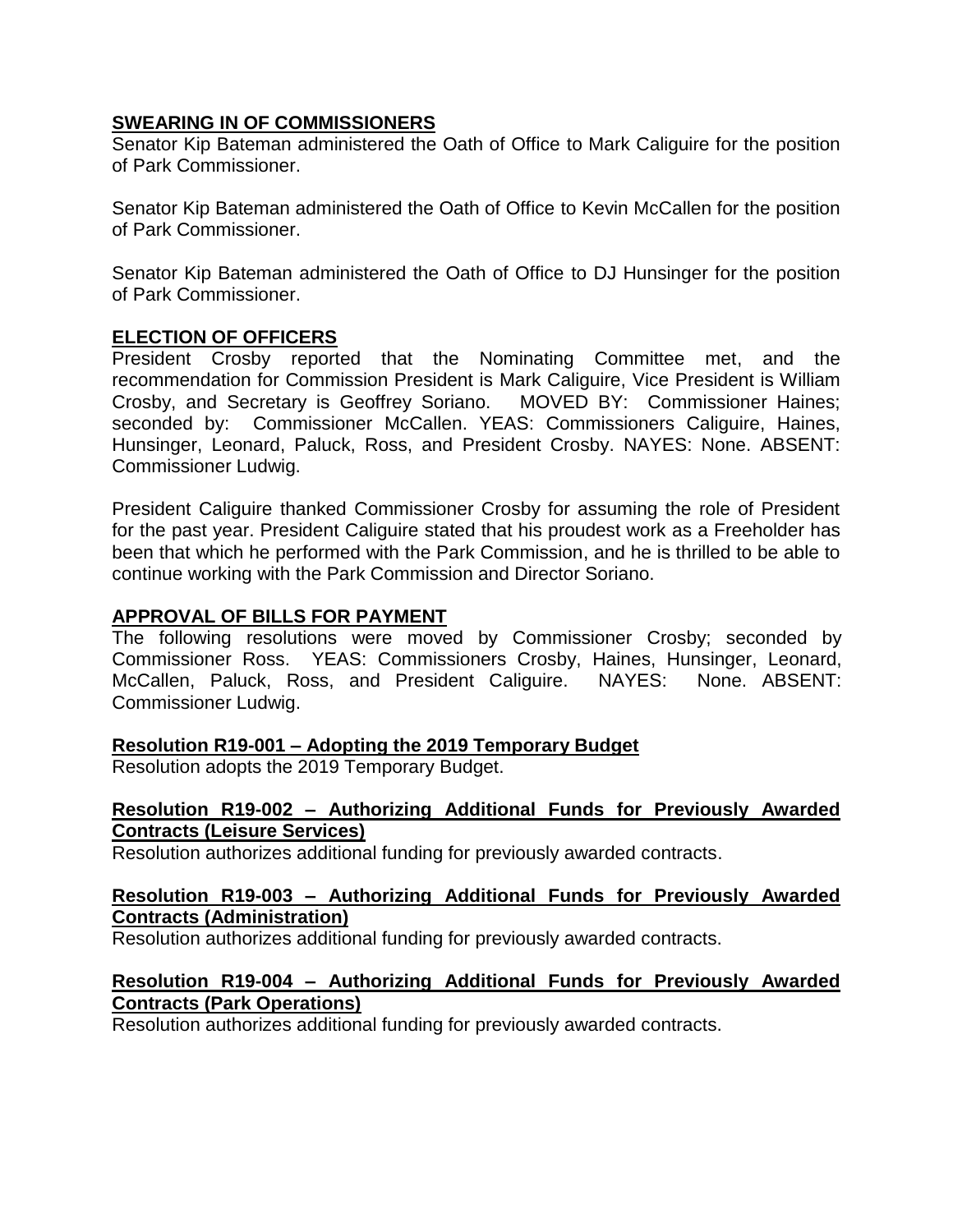## SWEARING IN OF COMMISSIONERS

Senator Kip Bateman administered the Oath of Office to Mark Caliguire for the position of Park Commissioner.

Senator Kip Bateman administered the Oath of Office to Kevin McCallen for the position of Park Commissioner.

Senator Kip Bateman administered the Oath of Office to DJ Hunsinger for the position of Park Commissioner.

## ELECTION OF OFFICERS

President Crosby reported that the Nominating Committee met, and the recommendation for Commission President is Mark Caliguire, Vice President is William Crosby, and Secretary is Geoffrey Soriano. MOVED BY: Commissioner Haines; seconded by: Commissioner McCallen. YEAS: Commissioners Caliguire, Haines, Hunsinger, Leonard, Paluck, Ross, and President Crosby. NAYES: None. ABSENT: Commissioner Ludwig.

President Caliguire thanked Commissioner Crosby for assuming the role of President for the past year. President Caliguire stated that his proudest work as a Freeholder has been that which he performed with the Park Commission, and he is thrilled to be able to continue working with the Park Commission and Director Soriano.

## APPROVAL OF BILLS FOR PAYMENT

The following resolutions were moved by Commissioner Crosby; seconded by Commissioner Ross. YEAS: Commissioners Crosby, Haines, Hunsinger, Leonard, McCallen, Paluck, Ross, and President Caliguire. NAYES: None. ABSENT: Commissioner Ludwig.

### Resolution R19-001 – Adopting the 2019 Temporary Budget

Resolution adopts the 2019 Temporary Budget.

### Resolution R19-002 – Authorizing Additional Funds for Previously Awarded Contracts (Leisure Services)

Resolution authorizes additional funding for previously awarded contracts.

### Resolution R19-003 – Authorizing Additional Funds for Previously Awarded Contracts (Administration)

Resolution authorizes additional funding for previously awarded contracts.

### Resolution R19-004 – Authorizing Additional Funds for Previously Awarded Contracts (Park Operations)

Resolution authorizes additional funding for previously awarded contracts.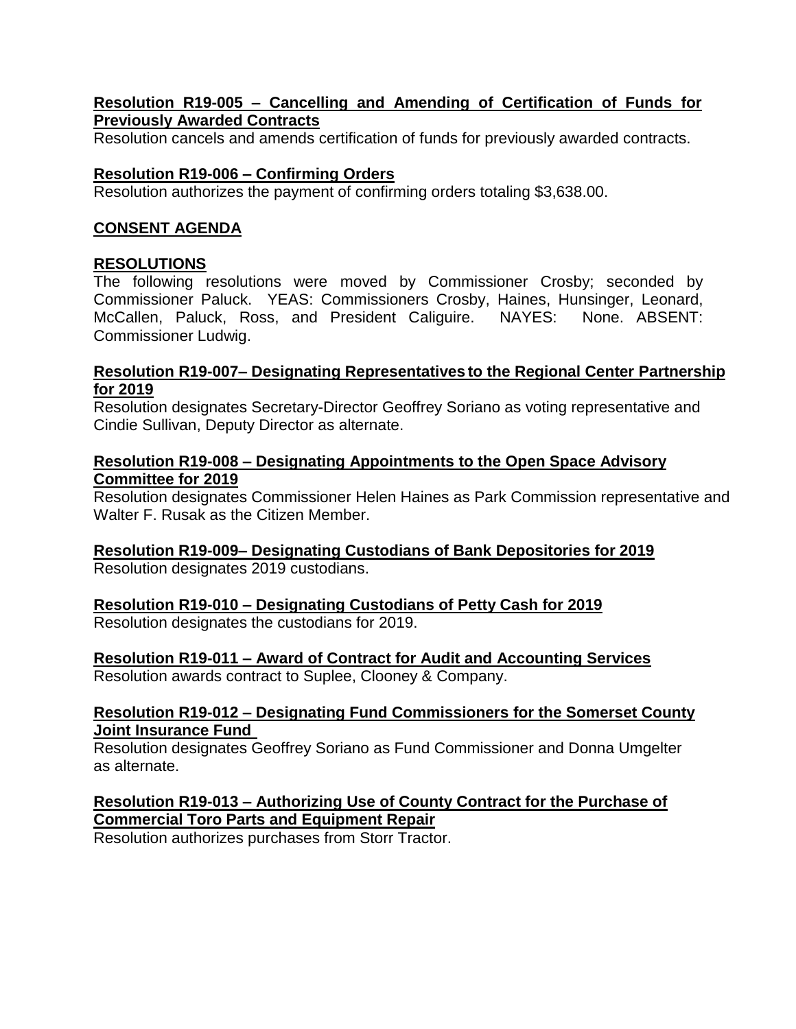**Resolution R19-005 – Cancelling and Amending of Certification of Funds for Previously Awarded Contracts**

Resolution cancels and amends certification of funds for previously awarded contracts.

**Resolution R19-006 – Confirming Orders**

Resolution authorizes the payment of confirming orders totaling $3,638.00.

**CONSENT AGENDA**

**RESOLUTIONS**

The following resolutions were moved by Commissioner Crosby; seconded by Commissioner Paluck. YEAS: Commissioners Crosby, Haines, Hunsinger, Leonard, McCallen, Paluck, Ross, and President Caliguire. NAYES: None. ABSENT: Commissioner Ludwig.

**Resolution R19-007– Designating Representatives to the Regional Center Partnership for 2019**

Resolution designates Secretary-Director Geoffrey Soriano as voting representative and Cindie Sullivan, Deputy Director as alternate.

**Resolution R19-008 – Designating Appointments to the Open Space Advisory Committee for 2019**

Resolution designates Commissioner Helen Haines as Park Commission representative and Walter F. Rusak as the Citizen Member.

**Resolution R19-009– Designating Custodians of Bank Depositories for 2019**

Resolution designates 2019 custodians.

**Resolution R19-010 – Designating Custodians of Petty Cash for 2019**

Resolution designates the custodians for 2019.

**Resolution R19-011 – Award of Contract for Audit and Accounting Services**

Resolution awards contract to Suplee, Clooney & Company.

**Resolution R19-012 – Designating Fund Commissioners for the Somerset County Joint Insurance Fund**

Resolution designates Geoffrey Soriano as Fund Commissioner and Donna Umgelter as alternate.

**Resolution R19-013 – Authorizing Use of County Contract for the Purchase of Commercial Toro Parts and Equipment Repair**

Resolution authorizes purchases from Storr Tractor.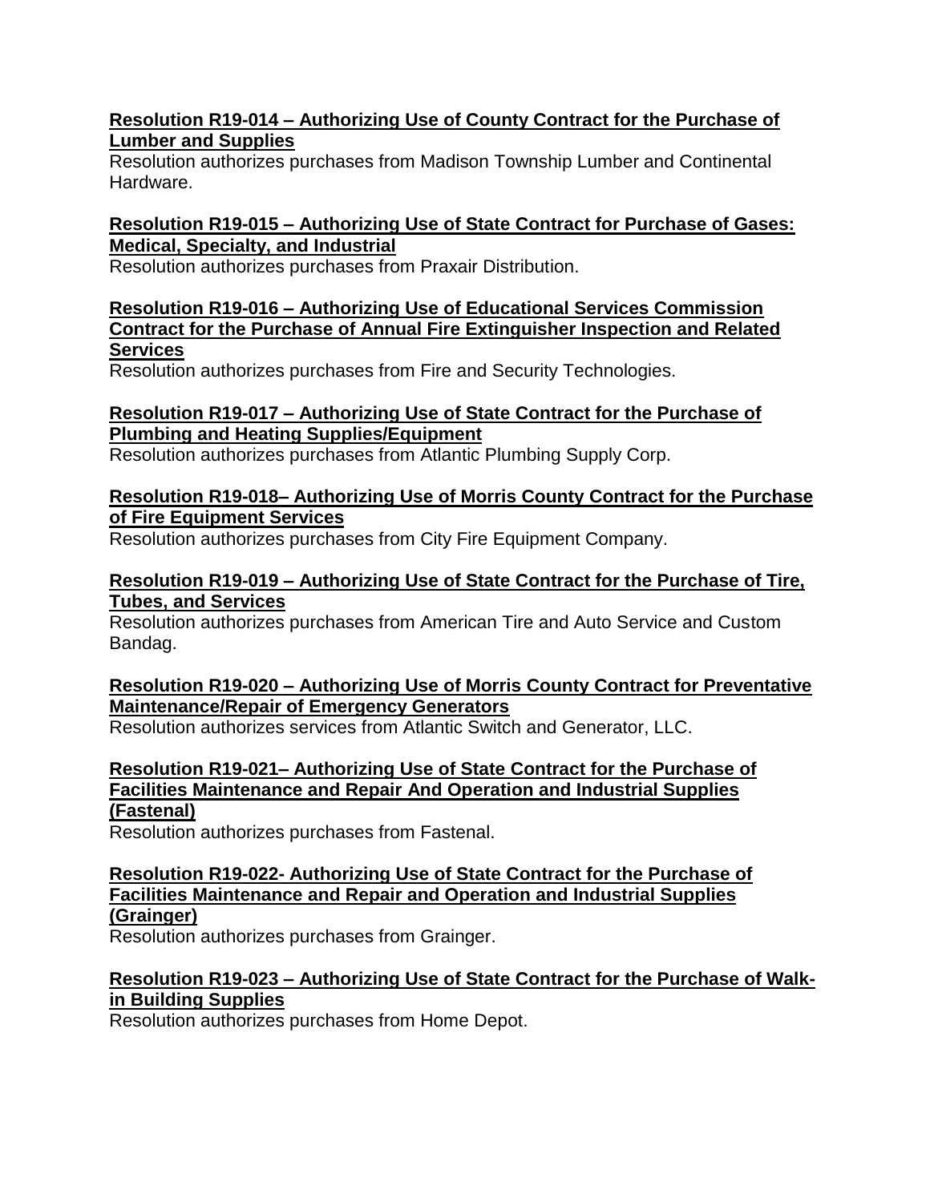**Resolution R19-014 – Authorizing Use of County Contract for the Purchase of Lumber and Supplies**

Resolution authorizes purchases from Madison Township Lumber and Continental Hardware.

**Resolution R19-015 – Authorizing Use of State Contract for Purchase of Gases: Medical, Specialty, and Industrial**

Resolution authorizes purchases from Praxair Distribution.

**Resolution R19-016 – Authorizing Use of Educational Services Commission Contract for the Purchase of Annual Fire Extinguisher Inspection and Related Services**

Resolution authorizes purchases from Fire and Security Technologies.

**Resolution R19-017 – Authorizing Use of State Contract for the Purchase of Plumbing and Heating Supplies/Equipment**

Resolution authorizes purchases from Atlantic Plumbing Supply Corp.

**Resolution R19-018– Authorizing Use of Morris County Contract for the Purchase of Fire Equipment Services**

Resolution authorizes purchases from City Fire Equipment Company.

**Resolution R19-019 – Authorizing Use of State Contract for the Purchase of Tire, Tubes, and Services**

Resolution authorizes purchases from American Tire and Auto Service and Custom Bandag.

**Resolution R19-020 – Authorizing Use of Morris County Contract for Preventative Maintenance/Repair of Emergency Generators**

Resolution authorizes services from Atlantic Switch and Generator, LLC.

**Resolution R19-021– Authorizing Use of State Contract for the Purchase of Facilities Maintenance and Repair And Operation and Industrial Supplies (Fastenal)**

Resolution authorizes purchases from Fastenal.

**Resolution R19-022- Authorizing Use of State Contract for the Purchase of Facilities Maintenance and Repair and Operation and Industrial Supplies (Grainger)**

Resolution authorizes purchases from Grainger.

**Resolution R19-023 – Authorizing Use of State Contract for the Purchase of Walk-in Building Supplies**

Resolution authorizes purchases from Home Depot.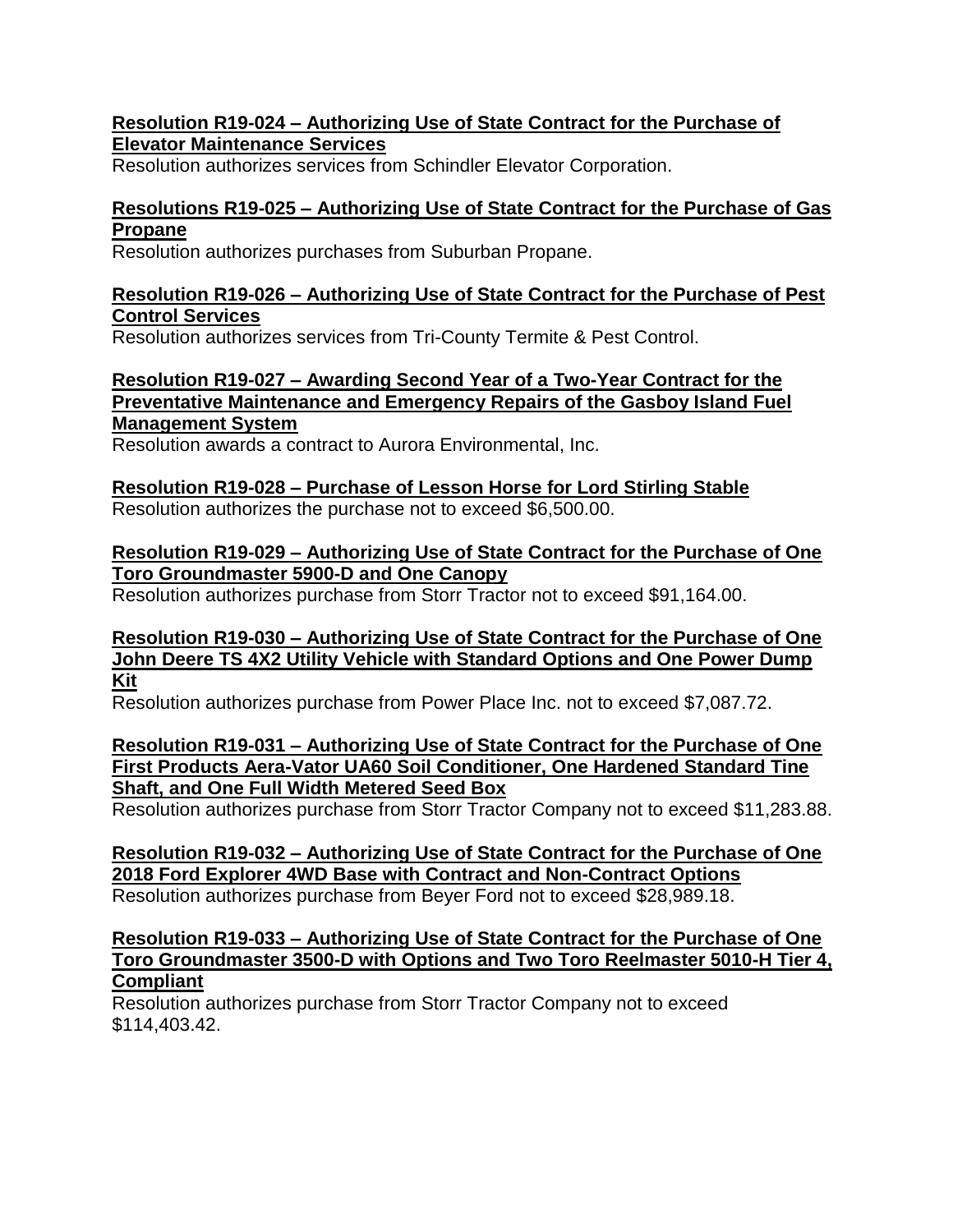**Resolution R19-024 – Authorizing Use of State Contract for the Purchase of Elevator Maintenance Services**

Resolution authorizes services from Schindler Elevator Corporation.

**Resolutions R19-025 – Authorizing Use of State Contract for the Purchase of Gas Propane**

Resolution authorizes purchases from Suburban Propane.

**Resolution R19-026 – Authorizing Use of State Contract for the Purchase of Pest Control Services**

Resolution authorizes services from Tri-County Termite & Pest Control.

**Resolution R19-027 – Awarding Second Year of a Two-Year Contract for the Preventative Maintenance and Emergency Repairs of the Gasboy Island Fuel Management System**

Resolution awards a contract to Aurora Environmental, Inc.

**Resolution R19-028 – Purchase of Lesson Horse for Lord Stirling Stable**

Resolution authorizes the purchase not to exceed $6,500.00.

**Resolution R19-029 – Authorizing Use of State Contract for the Purchase of One Toro Groundmaster 5900-D and One Canopy**

Resolution authorizes purchase from Storr Tractor not to exceed $91,164.00.

**Resolution R19-030 – Authorizing Use of State Contract for the Purchase of One John Deere TS 4X2 Utility Vehicle with Standard Options and One Power Dump Kit**

Resolution authorizes purchase from Power Place Inc. not to exceed $7,087.72.

**Resolution R19-031 – Authorizing Use of State Contract for the Purchase of One First Products Aera-Vator UA60 Soil Conditioner, One Hardened Standard Tine Shaft, and One Full Width Metered Seed Box**

Resolution authorizes purchase from Storr Tractor Company not to exceed $11,283.88.

**Resolution R19-032 – Authorizing Use of State Contract for the Purchase of One 2018 Ford Explorer 4WD Base with Contract and Non-Contract Options**

Resolution authorizes purchase from Beyer Ford not to exceed $28,989.18.

**Resolution R19-033 – Authorizing Use of State Contract for the Purchase of One Toro Groundmaster 3500-D with Options and Two Toro Reelmaster 5010-H Tier 4, Compliant**

Resolution authorizes purchase from Storr Tractor Company not to exceed $114,403.42.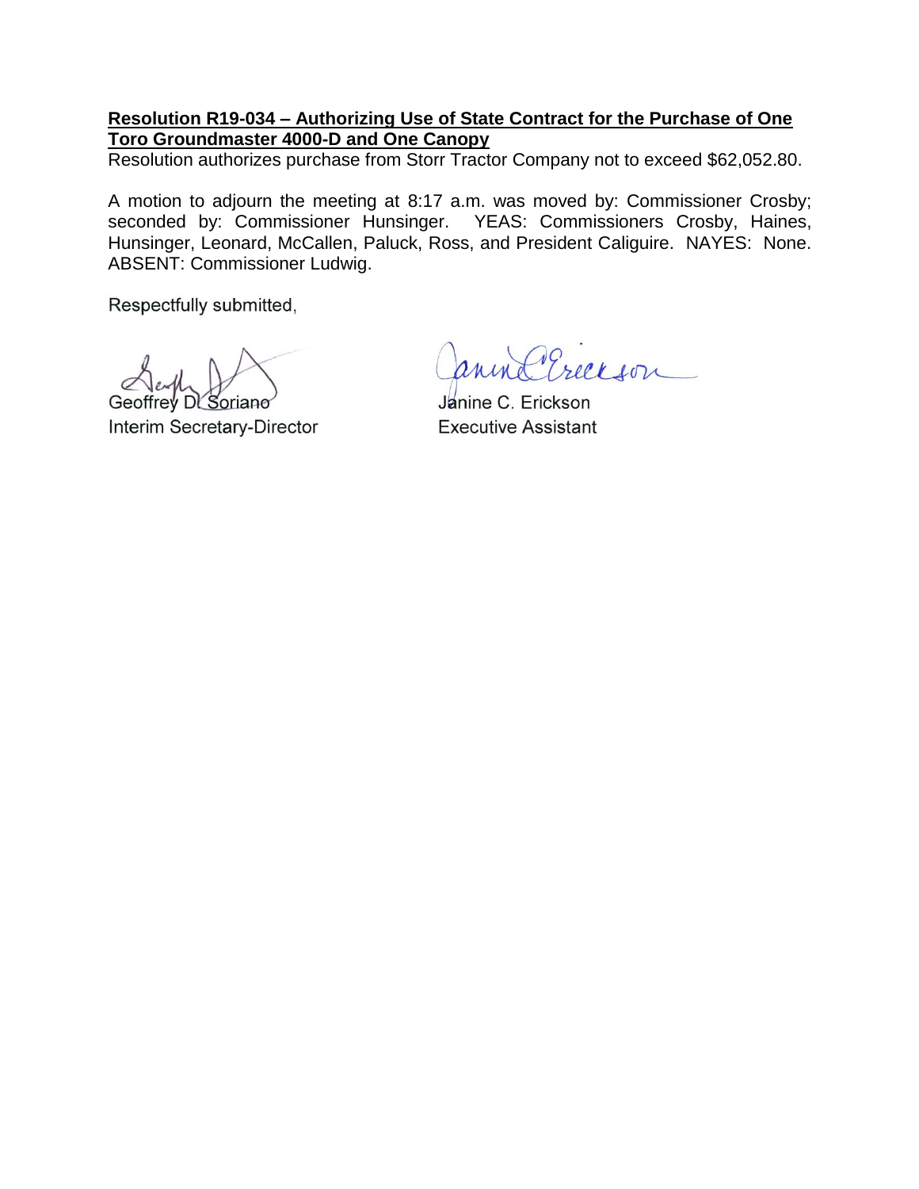**Resolution R19-034 – Authorizing Use of State Contract for the Purchase of One Toro Groundmaster 4000-D and One Canopy**

Resolution authorizes purchase from Storr Tractor Company not to exceed $62,052.80.

A motion to adjourn the meeting at 8:17 a.m. was moved by: Commissioner Crosby; seconded by: Commissioner Hunsinger. YEAS: Commissioners Crosby, Haines, Hunsinger, Leonard, McCallen, Paluck, Ross, and President Caliguire. NAYES: None. ABSENT: Commissioner Ludwig.

Respectfully submitted,

Geoffrey D. Soriano
Interim Secretary-Director

Janine C. Erickson
Executive Assistant